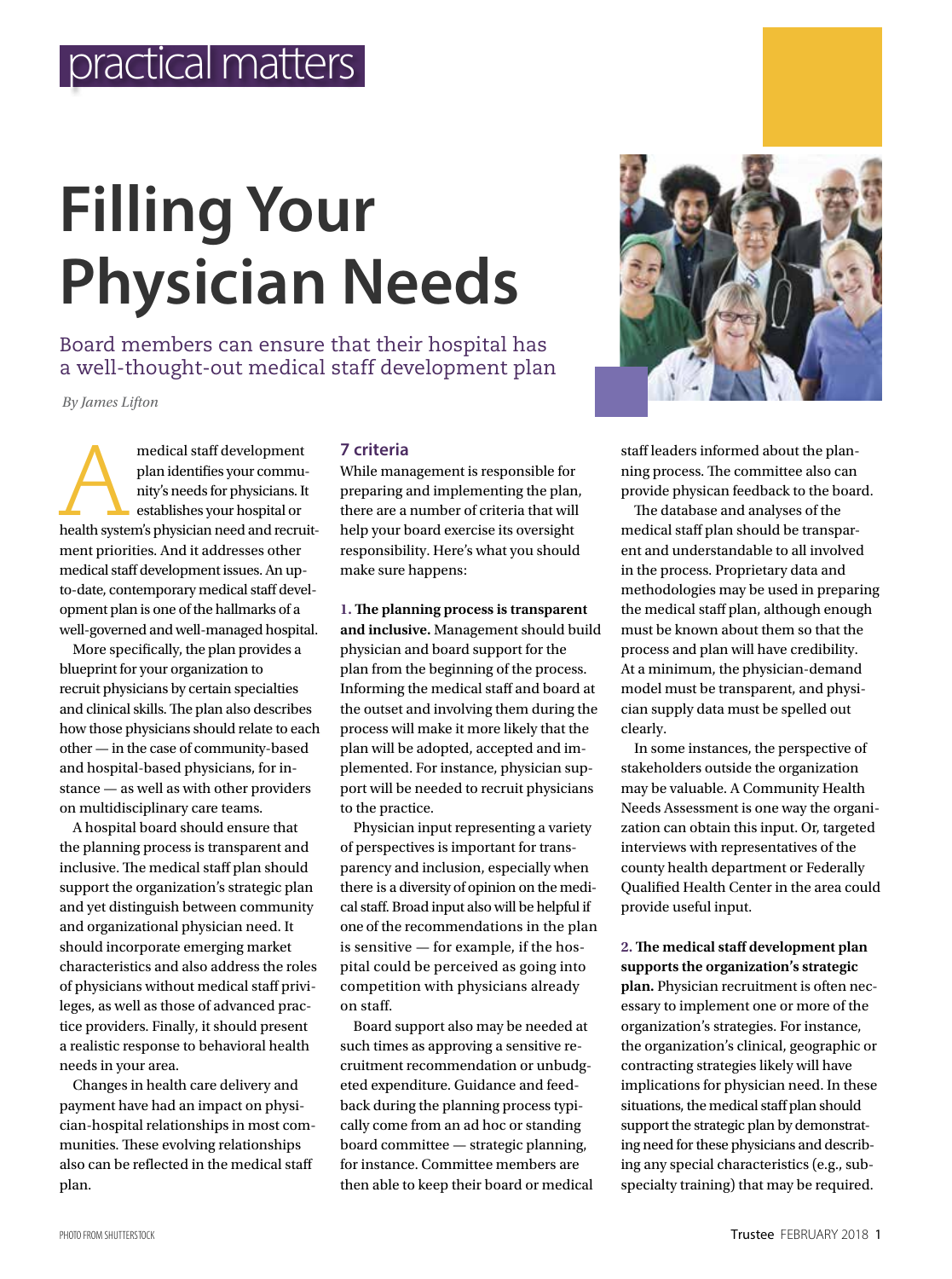practical matters

# Filling Your Physician Needs

Board members can ensure that their hospital has a well-thought-out medical staff development plan

*By James Lifton*

A medical staff development plan identifies your community's needs for physicians. It establishes your hospital or health system's physician need and recruitment priorities. And it addresses other medical staff development issues. An up-to-date, contemporary medical staff development plan is one of the hallmarks of a well-governed and well-managed hospital.

More specifically, the plan provides a blueprint for your organization to recruit physicians by certain specialties and clinical skills. The plan also describes how those physicians should relate to each other — in the case of community-based and hospital-based physicians, for instance — as well as with other providers on multidisciplinary care teams.

A hospital board should ensure that the planning process is transparent and inclusive. The medical staff plan should support the organization's strategic plan and yet distinguish between community and organizational physician need. It should incorporate emerging market characteristics and also address the roles of physicians without medical staff privileges, as well as those of advanced practice providers. Finally, it should present a realistic response to behavioral health needs in your area.

Changes in health care delivery and payment have had an impact on physician-hospital relationships in most communities. These evolving relationships also can be reflected in the medical staff plan.

## 7 criteria

While management is responsible for preparing and implementing the plan, there are a number of criteria that will help your board exercise its oversight responsibility. Here's what you should make sure happens:

**1. The planning process is transparent and inclusive.** Management should build physician and board support for the plan from the beginning of the process. Informing the medical staff and board at the outset and involving them during the process will make it more likely that the plan will be adopted, accepted and implemented. For instance, physician support will be needed to recruit physicians to the practice.

Physician input representing a variety of perspectives is important for transparency and inclusion, especially when there is a diversity of opinion on the medical staff. Broad input also will be helpful if one of the recommendations in the plan is sensitive — for example, if the hospital could be perceived as going into competition with physicians already on staff.

Board support also may be needed at such times as approving a sensitive recruitment recommendation or unbudgeted expenditure. Guidance and feedback during the planning process typically come from an ad hoc or standing board committee — strategic planning, for instance. Committee members are then able to keep their board or medical staff leaders informed about the planning process. The committee also can provide physican feedback to the board.

The database and analyses of the medical staff plan should be transparent and understandable to all involved in the process. Proprietary data and methodologies may be used in preparing the medical staff plan, although enough must be known about them so that the process and plan will have credibility. At a minimum, the physician-demand model must be transparent, and physician supply data must be spelled out clearly.

In some instances, the perspective of stakeholders outside the organization may be valuable. A Community Health Needs Assessment is one way the organization can obtain this input. Or, targeted interviews with representatives of the county health department or Federally Qualified Health Center in the area could provide useful input.

**2. The medical staff development plan supports the organization's strategic plan.** Physician recruitment is often necessary to implement one or more of the organization's strategies. For instance, the organization's clinical, geographic or contracting strategies likely will have implications for physician need. In these situations, the medical staff plan should support the strategic plan by demonstrating need for these physicians and describing any special characteristics (e.g., subspecialty training) that may be required.

PHOTO FROM SHUTTERSTOCK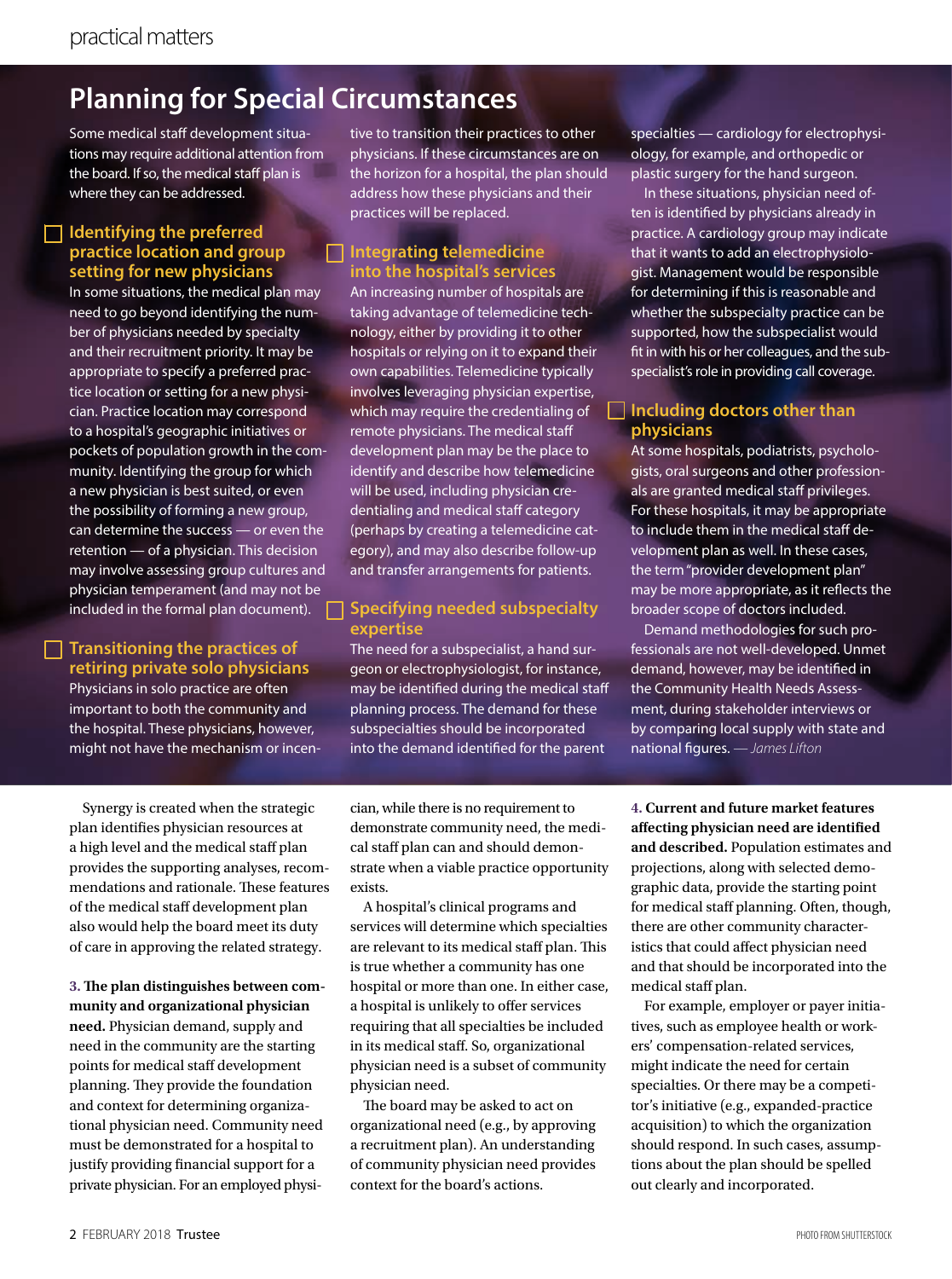## Planning for Special Circumstances

Some medical staff development situations may require additional attention from the board. If so, the medical staff plan is where they can be addressed.

### Identifying the preferred practice location and group setting for new physicians

In some situations, the medical plan may need to go beyond identifying the number of physicians needed by specialty and their recruitment priority. It may be appropriate to specify a preferred practice location or setting for a new physician. Practice location may correspond to a hospital's geographic initiatives or pockets of population growth in the community. Identifying the group for which a new physician is best suited, or even the possibility of forming a new group, can determine the success — or even the retention — of a physician. This decision may involve assessing group cultures and physician temperament (and may not be included in the formal plan document).

### Transitioning the practices of retiring private solo physicians

Physicians in solo practice are often important to both the community and the hospital. These physicians, however, might not have the mechanism or incentive to transition their practices to other physicians. If these circumstances are on the horizon for a hospital, the plan should address how these physicians and their practices will be replaced.

### Integrating telemedicine into the hospital's services

An increasing number of hospitals are taking advantage of telemedicine technology, either by providing it to other hospitals or relying on it to expand their own capabilities. Telemedicine typically involves leveraging physician expertise, which may require the credentialing of remote physicians. The medical staff development plan may be the place to identify and describe how telemedicine will be used, including physician credentialing and medical staff category (perhaps by creating a telemedicine category), and may also describe follow-up and transfer arrangements for patients.

### Specifying needed subspecialty expertise

The need for a subspecialist, a hand surgeon or electrophysiologist, for instance, may be identified during the medical staff planning process. The demand for these subspecialties should be incorporated into the demand identified for the parent specialties — cardiology for electrophysiology, for example, and orthopedic or plastic surgery for the hand surgeon.

In these situations, physician need often is identified by physicians already in practice. A cardiology group may indicate that it wants to add an electrophysiologist. Management would be responsible for determining if this is reasonable and whether the subspecialty practice can be supported, how the subspecialist would fit in with his or her colleagues, and the subspecialist's role in providing call coverage.

### Including doctors other than physicians

At some hospitals, podiatrists, psychologists, oral surgeons and other professionals are granted medical staff privileges. For these hospitals, it may be appropriate to include them in the medical staff development plan as well. In these cases, the term "provider development plan" may be more appropriate, as it reflects the broader scope of doctors included.

Demand methodologies for such professionals are not well-developed. Unmet demand, however, may be identified in the Community Health Needs Assessment, during stakeholder interviews or by comparing local supply with state and national figures. *— James Lifton*

---

Synergy is created when the strategic plan identifies physician resources at a high level and the medical staff plan provides the supporting analyses, recommendations and rationale. These features of the medical staff development plan also would help the board meet its duty of care in approving the related strategy.

**3. The plan distinguishes between community and organizational physician need.** Physician demand, supply and need in the community are the starting points for medical staff development planning. They provide the foundation and context for determining organizational physician need. Community need must be demonstrated for a hospital to justify providing financial support for a private physician. For an employed physician, while there is no requirement to demonstrate community need, the medical staff plan can and should demonstrate when a viable practice opportunity exists.

A hospital's clinical programs and services will determine which specialties are relevant to its medical staff plan. This is true whether a community has one hospital or more than one. In either case, a hospital is unlikely to offer services requiring that all specialties be included in its medical staff. So, organizational physician need is a subset of community physician need.

The board may be asked to act on organizational need (e.g., by approving a recruitment plan). An understanding of community physician need provides context for the board's actions.

**4. Current and future market features affecting physician need are identified and described.** Population estimates and projections, along with selected demographic data, provide the starting point for medical staff planning. Often, though, there are other community characteristics that could affect physician need and that should be incorporated into the medical staff plan.

For example, employer or payer initiatives, such as employee health or workers' compensation-related services, might indicate the need for certain specialties. Or there may be a competitor's initiative (e.g., expanded-practice acquisition) to which the organization should respond. In such cases, assumptions about the plan should be spelled out clearly and incorporated.

PHOTO FROM SHUTTERSTOCK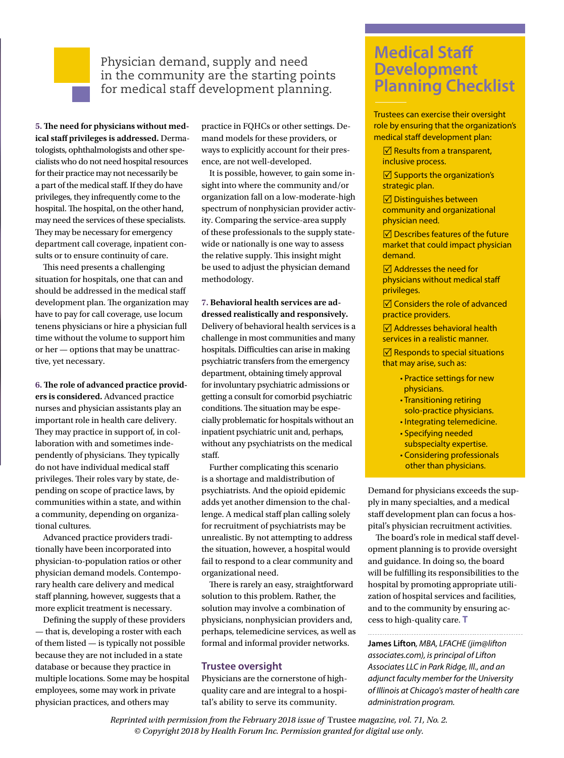Physician demand, supply and need in the community are the starting points for medical staff development planning.

**5. The need for physicians without medical staff privileges is addressed.** Dermatologists, ophthalmologists and other specialists who do not need hospital resources for their practice may not necessarily be a part of the medical staff. If they do have privileges, they infrequently come to the hospital. The hospital, on the other hand, may need the services of these specialists. They may be necessary for emergency department call coverage, inpatient consults or to ensure continuity of care.

This need presents a challenging situation for hospitals, one that can and should be addressed in the medical staff development plan. The organization may have to pay for call coverage, use locum tenens physicians or hire a physician full time without the volume to support him or her — options that may be unattractive, yet necessary.

**6. The role of advanced practice providers is considered.** Advanced practice nurses and physician assistants play an important role in health care delivery. They may practice in support of, in collaboration with and sometimes independently of physicians. They typically do not have individual medical staff privileges. Their roles vary by state, depending on scope of practice laws, by communities within a state, and within a community, depending on organizational cultures.

Advanced practice providers traditionally have been incorporated into physician-to-population ratios or other physician demand models. Contemporary health care delivery and medical staff planning, however, suggests that a more explicit treatment is necessary.

Defining the supply of these providers — that is, developing a roster with each of them listed — is typically not possible because they are not included in a state database or because they practice in multiple locations. Some may be hospital employees, some may work in private physician practices, and others may practice in FQHCs or other settings. Demand models for these providers, or ways to explicitly account for their presence, are not well-developed.

It is possible, however, to gain some insight into where the community and/or organization fall on a low-moderate-high spectrum of nonphysician provider activity. Comparing the service-area supply of these professionals to the supply statewide or nationally is one way to assess the relative supply. This insight might be used to adjust the physician demand methodology.

**7. Behavioral health services are addressed realistically and responsively.** Delivery of behavioral health services is a challenge in most communities and many hospitals. Difficulties can arise in making psychiatric transfers from the emergency department, obtaining timely approval for involuntary psychiatric admissions or getting a consult for comorbid psychiatric conditions. The situation may be especially problematic for hospitals without an inpatient psychiatric unit and, perhaps, without any psychiatrists on the medical staff.

Further complicating this scenario is a shortage and maldistribution of psychiatrists. And the opioid epidemic adds yet another dimension to the challenge. A medical staff plan calling solely for recruitment of psychiatrists may be unrealistic. By not attempting to address the situation, however, a hospital would fail to respond to a clear community and organizational need.

There is rarely an easy, straightforward solution to this problem. Rather, the solution may involve a combination of physicians, nonphysician providers and, perhaps, telemedicine services, as well as formal and informal provider networks.

## Trustee oversight

Physicians are the cornerstone of high-quality care and are integral to a hospital's ability to serve its community. Demand for physicians exceeds the supply in many specialties, and a medical staff development plan can focus a hospital's physician recruitment activities.

The board's role in medical staff development planning is to provide oversight and guidance. In doing so, the board will be fulfilling its responsibilities to the hospital by promoting appropriate utilization of hospital services and facilities, and to the community by ensuring access to high-quality care. **T**

**James Lifton**, *MBA, LFACHE (jim@liftonassociates.com), is principal of Lifton Associates LLC in Park Ridge, Ill., and an adjunct faculty member for the University of Illinois at Chicago's master of health care administration program.*

## Medical Staff Development Planning Checklist

Trustees can exercise their oversight role by ensuring that the organization's medical staff development plan:

- ☑ Results from a transparent, inclusive process.
- ☑ Supports the organization's strategic plan.
- ☑ Distinguishes between community and organizational physician need.
- ☑ Describes features of the future market that could impact physician demand.
- ☑ Addresses the need for physicians without medical staff privileges.
- ☑ Considers the role of advanced practice providers.
- ☑ Addresses behavioral health services in a realistic manner.
- ☑ Responds to special situations that may arise, such as:
  - Practice settings for new physicians.
  - Transitioning retiring solo-practice physicians.
  - Integrating telemedicine.
  - Specifying needed subspecialty expertise.
  - Considering professionals other than physicians.

*Reprinted with permission from the February 2018 issue of* Trustee *magazine, vol. 71, No. 2. © Copyright 2018 by Health Forum Inc. Permission granted for digital use only.*